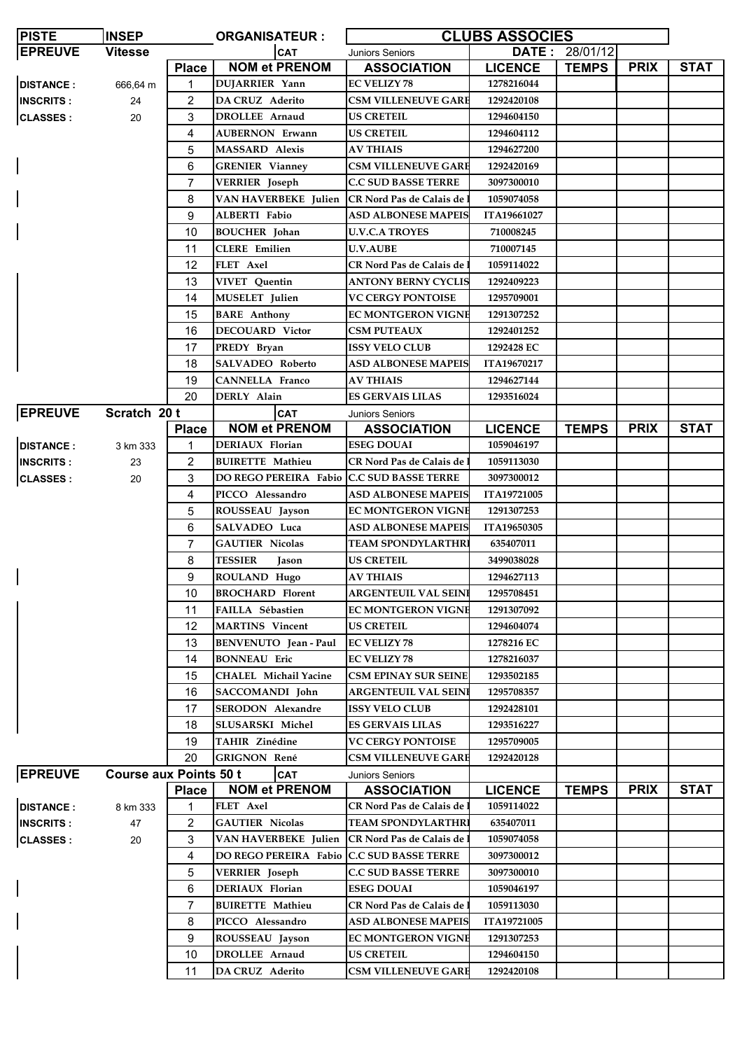| PISTE | INSEP | ORGANISATEUR : | CLUBS ASSOCIES | | | | |
|---|---|---|---|---|---|---|---|
| **EPREUVE** | **Vitesse** | **CAT** | Juniors Seniors | **DATE :** 28/01/12 | | | |
| | **Place** | **NOM et PRENOM** | **ASSOCIATION** | **LICENCE** | **TEMPS** | **PRIX** | **STAT** |
| **DISTANCE :** 666,64 m | 1 | DUJARRIER Yann | EC VELIZY 78 | 1278216044 | | | |
| **INSCRITS :** 24 | 2 | DA CRUZ Aderito | CSM VILLENEUVE GARE | 1292420108 | | | |
| **CLASSES :** 20 | 3 | DROLLEE Arnaud | US CRETEIL | 1294604150 | | | |
| | 4 | AUBERNON Erwann | US CRETEIL | 1294604112 | | | |
| | 5 | MASSARD Alexis | AV THIAIS | 1294627200 | | | |
| | 6 | GRENIER Vianney | CSM VILLENEUVE GARE | 1292420169 | | | |
| | 7 | VERRIER Joseph | C.C SUD BASSE TERRE | 3097300010 | | | |
| | 8 | VAN HAVERBEKE Julien | CR Nord Pas de Calais de l | 1059074058 | | | |
| | 9 | ALBERTI Fabio | ASD ALBONESE MAPEIS | ITA19661027 | | | |
| | 10 | BOUCHER Johan | U.V.C.A TROYES | 710008245 | | | |
| | 11 | CLERE Emilien | U.V.AUBE | 710007145 | | | |
| | 12 | FLET Axel | CR Nord Pas de Calais de l | 1059114022 | | | |
| | 13 | VIVET Quentin | ANTONY BERNY CYCLIS | 1292409223 | | | |
| | 14 | MUSELET Julien | VC CERGY PONTOISE | 1295709001 | | | |
| | 15 | BARE Anthony | EC MONTGERON VIGNE | 1291307252 | | | |
| | 16 | DECOUARD Victor | CSM PUTEAUX | 1292401252 | | | |
| | 17 | PREDY Bryan | ISSY VELO CLUB | 1292428 EC | | | |
| | 18 | SALVADEO Roberto | ASD ALBONESE MAPEIS | ITA19670217 | | | |
| | 19 | CANNELLA Franco | AV THIAIS | 1294627144 | | | |
| | 20 | DERLY Alain | ES GERVAIS LILAS | 1293516024 | | | |
| **EPREUVE** | **Scratch 20 t** | **CAT** | Juniors Seniors | | | | |
| | **Place** | **NOM et PRENOM** | **ASSOCIATION** | **LICENCE** | **TEMPS** | **PRIX** | **STAT** |
| **DISTANCE :** 3 km 333 | 1 | DERIAUX Florian | ESEG DOUAI | 1059046197 | | | |
| **INSCRITS :** 23 | 2 | BUIRETTE Mathieu | CR Nord Pas de Calais de l | 1059113030 | | | |
| **CLASSES :** 20 | 3 | DO REGO PEREIRA Fabio | C.C SUD BASSE TERRE | 3097300012 | | | |
| | 4 | PICCO Alessandro | ASD ALBONESE MAPEIS | ITA19721005 | | | |
| | 5 | ROUSSEAU Jayson | EC MONTGERON VIGNE | 1291307253 | | | |
| | 6 | SALVADEO Luca | ASD ALBONESE MAPEIS | ITA19650305 | | | |
| | 7 | GAUTIER Nicolas | TEAM SPONDYLARTHRI | 635407011 | | | |
| | 8 | TESSIER Jason | US CRETEIL | 3499038028 | | | |
| | 9 | ROULAND Hugo | AV THIAIS | 1294627113 | | | |
| | 10 | BROCHARD Florent | ARGENTEUIL VAL SEINE | 1295708451 | | | |
| | 11 | FAILLA Sébastien | EC MONTGERON VIGNE | 1291307092 | | | |
| | 12 | MARTINS Vincent | US CRETEIL | 1294604074 | | | |
| | 13 | BENVENUTO Jean - Paul | EC VELIZY 78 | 1278216 EC | | | |
| | 14 | BONNEAU Eric | EC VELIZY 78 | 1278216037 | | | |
| | 15 | CHALEL Michail Yacine | CSM EPINAY SUR SEINE | 1293502185 | | | |
| | 16 | SACCOMANDI John | ARGENTEUIL VAL SEINE | 1295708357 | | | |
| | 17 | SERODON Alexandre | ISSY VELO CLUB | 1292428101 | | | |
| | 18 | SLUSARSKI Michel | ES GERVAIS LILAS | 1293516227 | | | |
| | 19 | TAHIR Zinédine | VC CERGY PONTOISE | 1295709005 | | | |
| | 20 | GRIGNON René | CSM VILLENEUVE GARE | 1292420128 | | | |
| **EPREUVE** | **Course aux Points 50 t** | **CAT** | Juniors Seniors | | | | |
| | **Place** | **NOM et PRENOM** | **ASSOCIATION** | **LICENCE** | **TEMPS** | **PRIX** | **STAT** |
| **DISTANCE :** 8 km 333 | 1 | FLET Axel | CR Nord Pas de Calais de l | 1059114022 | | | |
| **INSCRITS :** 47 | 2 | GAUTIER Nicolas | TEAM SPONDYLARTHRI | 635407011 | | | |
| **CLASSES :** 20 | 3 | VAN HAVERBEKE Julien | CR Nord Pas de Calais de l | 1059074058 | | | |
| | 4 | DO REGO PEREIRA Fabio | C.C SUD BASSE TERRE | 3097300012 | | | |
| | 5 | VERRIER Joseph | C.C SUD BASSE TERRE | 3097300010 | | | |
| | 6 | DERIAUX Florian | ESEG DOUAI | 1059046197 | | | |
| | 7 | BUIRETTE Mathieu | CR Nord Pas de Calais de l | 1059113030 | | | |
| | 8 | PICCO Alessandro | ASD ALBONESE MAPEIS | ITA19721005 | | | |
| | 9 | ROUSSEAU Jayson | EC MONTGERON VIGNE | 1291307253 | | | |
| | 10 | DROLLEE Arnaud | US CRETEIL | 1294604150 | | | |
| | 11 | DA CRUZ Aderito | CSM VILLENEUVE GARE | 1292420108 | | | |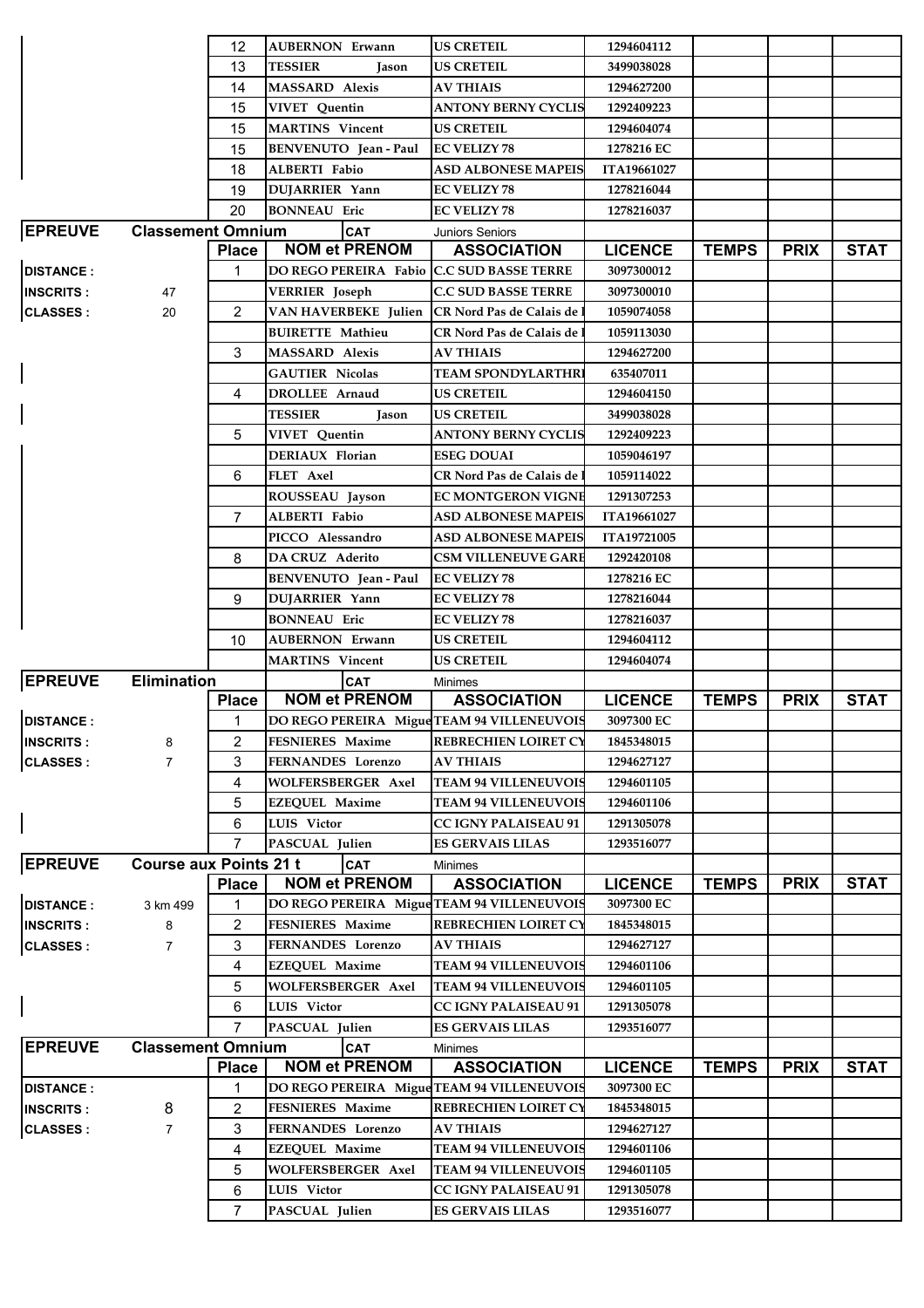| | | Place | NOM et PRENOM | ASSOCIATION | LICENCE | TEMPS | PRIX | STAT |
|---|---|---|---|---|---|---|---|---|
| | | 12 | AUBERNON Erwann | US CRETEIL | 1294604112 | | | |
| | | 13 | TESSIER Jason | US CRETEIL | 3499038028 | | | |
| | | 14 | MASSARD Alexis | AV THIAIS | 1294627200 | | | |
| | | 15 | VIVET Quentin | ANTONY BERNY CYCLIS | 1292409223 | | | |
| | | 15 | MARTINS Vincent | US CRETEIL | 1294604074 | | | |
| | | 15 | BENVENUTO Jean - Paul | EC VELIZY 78 | 1278216 EC | | | |
| | | 18 | ALBERTI Fabio | ASD ALBONESE MAPEIS | ITA19661027 | | | |
| | | 19 | DUJARRIER Yann | EC VELIZY 78 | 1278216044 | | | |
| | | 20 | BONNEAU Eric | EC VELIZY 78 | 1278216037 | | | |

| EPREUVE | Classement Omnium | | CAT | Juniors Seniors | | | | |
|---|---|---|---|---|---|---|---|---|
| | | Place | NOM et PRENOM | ASSOCIATION | LICENCE | TEMPS | PRIX | STAT |
| DISTANCE : | | 1 | DO REGO PEREIRA Fabio | C.C SUD BASSE TERRE | 3097300012 | | | |
| INSCRITS : | 47 | | VERRIER Joseph | C.C SUD BASSE TERRE | 3097300010 | | | |
| CLASSES : | 20 | 2 | VAN HAVERBEKE Julien | CR Nord Pas de Calais de l | 1059074058 | | | |
| | | | BUIRETTE Mathieu | CR Nord Pas de Calais de l | 1059113030 | | | |
| | | 3 | MASSARD Alexis | AV THIAIS | 1294627200 | | | |
| | | | GAUTIER Nicolas | TEAM SPONDYLARTHRI | 635407011 | | | |
| | | 4 | DROLLEE Arnaud | US CRETEIL | 1294604150 | | | |
| | | | TESSIER Jason | US CRETEIL | 3499038028 | | | |
| | | 5 | VIVET Quentin | ANTONY BERNY CYCLIS | 1292409223 | | | |
| | | | DERIAUX Florian | ESEG DOUAI | 1059046197 | | | |
| | | 6 | FLET Axel | CR Nord Pas de Calais de l | 1059114022 | | | |
| | | | ROUSSEAU Jayson | EC MONTGERON VIGNE | 1291307253 | | | |
| | | 7 | ALBERTI Fabio | ASD ALBONESE MAPEIS | ITA19661027 | | | |
| | | | PICCO Alessandro | ASD ALBONESE MAPEIS | ITA19721005 | | | |
| | | 8 | DA CRUZ Aderito | CSM VILLENEUVE GARE | 1292420108 | | | |
| | | | BENVENUTO Jean - Paul | EC VELIZY 78 | 1278216 EC | | | |
| | | 9 | DUJARRIER Yann | EC VELIZY 78 | 1278216044 | | | |
| | | | BONNEAU Eric | EC VELIZY 78 | 1278216037 | | | |
| | | 10 | AUBERNON Erwann | US CRETEIL | 1294604112 | | | |
| | | | MARTINS Vincent | US CRETEIL | 1294604074 | | | |

| EPREUVE | Elimination | | CAT | Minimes | | | | |
|---|---|---|---|---|---|---|---|---|
| | | Place | NOM et PRENOM | ASSOCIATION | LICENCE | TEMPS | PRIX | STAT |
| DISTANCE : | | 1 | DO REGO PEREIRA Migue | TEAM 94 VILLENEUVOIS | 3097300 EC | | | |
| INSCRITS : | 8 | 2 | FESNIERES Maxime | REBRECHIEN LOIRET CY | 1845348015 | | | |
| CLASSES : | 7 | 3 | FERNANDES Lorenzo | AV THIAIS | 1294627127 | | | |
| | | 4 | WOLFERSBERGER Axel | TEAM 94 VILLENEUVOIS | 1294601105 | | | |
| | | 5 | EZEQUEL Maxime | TEAM 94 VILLENEUVOIS | 1294601106 | | | |
| | | 6 | LUIS Victor | CC IGNY PALAISEAU 91 | 1291305078 | | | |
| | | 7 | PASCUAL Julien | ES GERVAIS LILAS | 1293516077 | | | |

| EPREUVE | Course aux Points 21 t | | CAT | Minimes | | | | |
|---|---|---|---|---|---|---|---|---|
| | | Place | NOM et PRENOM | ASSOCIATION | LICENCE | TEMPS | PRIX | STAT |
| DISTANCE : | 3 km 499 | 1 | DO REGO PEREIRA Migue | TEAM 94 VILLENEUVOIS | 3097300 EC | | | |
| INSCRITS : | 8 | 2 | FESNIERES Maxime | REBRECHIEN LOIRET CY | 1845348015 | | | |
| CLASSES : | 7 | 3 | FERNANDES Lorenzo | AV THIAIS | 1294627127 | | | |
| | | 4 | EZEQUEL Maxime | TEAM 94 VILLENEUVOIS | 1294601106 | | | |
| | | 5 | WOLFERSBERGER Axel | TEAM 94 VILLENEUVOIS | 1294601105 | | | |
| | | 6 | LUIS Victor | CC IGNY PALAISEAU 91 | 1291305078 | | | |
| | | 7 | PASCUAL Julien | ES GERVAIS LILAS | 1293516077 | | | |

| EPREUVE | Classement Omnium | | CAT | Minimes | | | | |
|---|---|---|---|---|---|---|---|---|
| | | Place | NOM et PRENOM | ASSOCIATION | LICENCE | TEMPS | PRIX | STAT |
| DISTANCE : | | 1 | DO REGO PEREIRA Migue | TEAM 94 VILLENEUVOIS | 3097300 EC | | | |
| INSCRITS : | 8 | 2 | FESNIERES Maxime | REBRECHIEN LOIRET CY | 1845348015 | | | |
| CLASSES : | 7 | 3 | FERNANDES Lorenzo | AV THIAIS | 1294627127 | | | |
| | | 4 | EZEQUEL Maxime | TEAM 94 VILLENEUVOIS | 1294601106 | | | |
| | | 5 | WOLFERSBERGER Axel | TEAM 94 VILLENEUVOIS | 1294601105 | | | |
| | | 6 | LUIS Victor | CC IGNY PALAISEAU 91 | 1291305078 | | | |
| | | 7 | PASCUAL Julien | ES GERVAIS LILAS | 1293516077 | | | |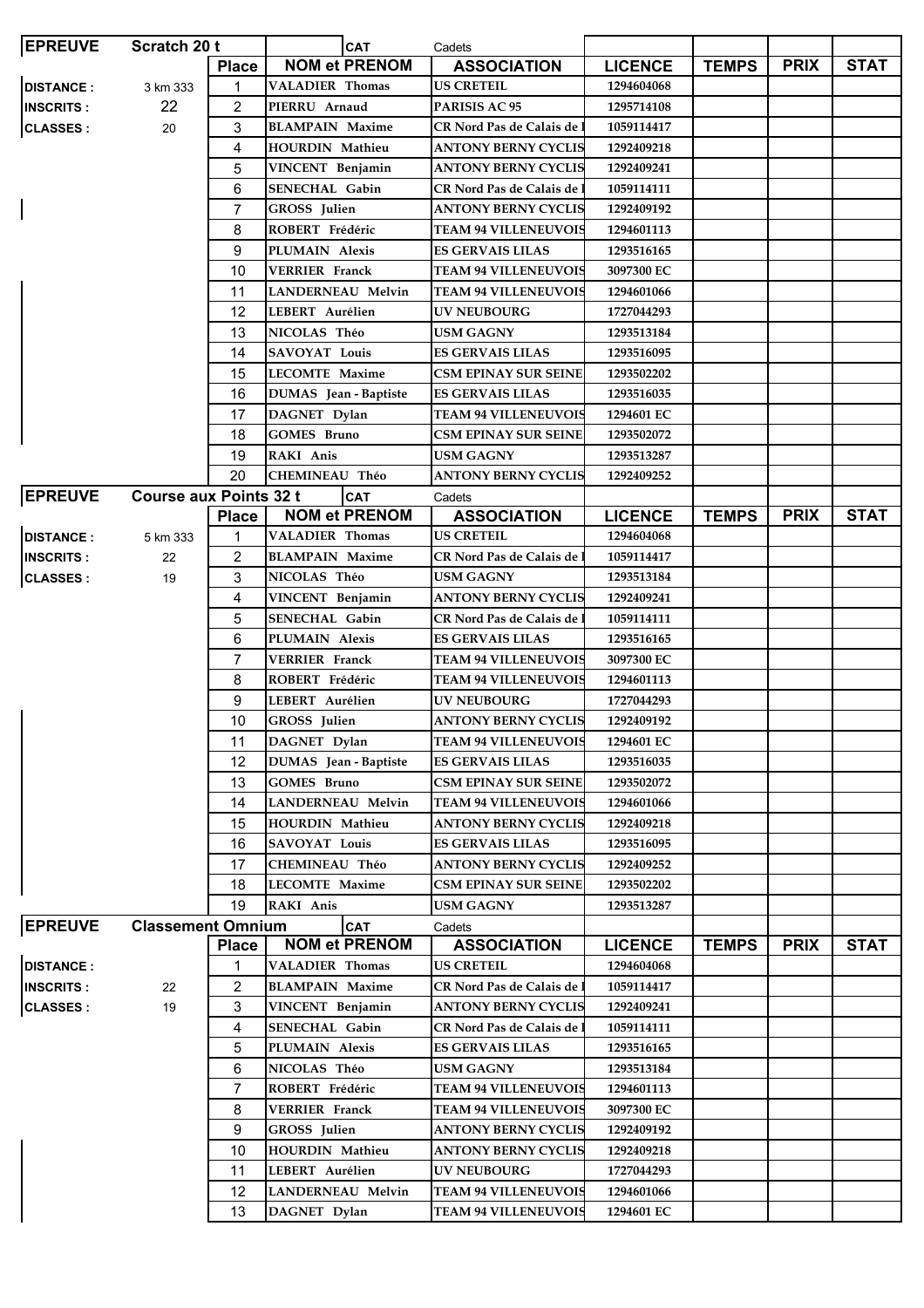| EPREUVE | Scratch 20 t | | CAT | Cadets | | | | |
|---|---|---|---|---|---|---|---|---|
| | | Place | NOM et PRENOM | ASSOCIATION | LICENCE | TEMPS | PRIX | STAT |
| DISTANCE : | 3 km 333 | 1 | VALADIER Thomas | US CRETEIL | 1294604068 | | | |
| INSCRITS : | 22 | 2 | PIERRU Arnaud | PARISIS AC 95 | 1295714108 | | | |
| CLASSES : | 20 | 3 | BLAMPAIN Maxime | CR Nord Pas de Calais de l | 1059114417 | | | |
| | | 4 | HOURDIN Mathieu | ANTONY BERNY CYCLIS | 1292409218 | | | |
| | | 5 | VINCENT Benjamin | ANTONY BERNY CYCLIS | 1292409241 | | | |
| | | 6 | SENECHAL Gabin | CR Nord Pas de Calais de l | 1059114111 | | | |
| | | 7 | GROSS Julien | ANTONY BERNY CYCLIS | 1292409192 | | | |
| | | 8 | ROBERT Frédéric | TEAM 94 VILLENEUVOIS | 1294601113 | | | |
| | | 9 | PLUMAIN Alexis | ES GERVAIS LILAS | 1293516165 | | | |
| | | 10 | VERRIER Franck | TEAM 94 VILLENEUVOIS | 3097300 EC | | | |
| | | 11 | LANDERNEAU Melvin | TEAM 94 VILLENEUVOIS | 1294601066 | | | |
| | | 12 | LEBERT Aurélien | UV NEUBOURG | 1727044293 | | | |
| | | 13 | NICOLAS Théo | USM GAGNY | 1293513184 | | | |
| | | 14 | SAVOYAT Louis | ES GERVAIS LILAS | 1293516095 | | | |
| | | 15 | LECOMTE Maxime | CSM EPINAY SUR SEINE | 1293502202 | | | |
| | | 16 | DUMAS Jean - Baptiste | ES GERVAIS LILAS | 1293516035 | | | |
| | | 17 | DAGNET Dylan | TEAM 94 VILLENEUVOIS | 1294601 EC | | | |
| | | 18 | GOMES Bruno | CSM EPINAY SUR SEINE | 1293502072 | | | |
| | | 19 | RAKI Anis | USM GAGNY | 1293513287 | | | |
| | | 20 | CHEMINEAU Théo | ANTONY BERNY CYCLIS | 1292409252 | | | |

| EPREUVE | Course aux Points 32 t | | CAT | Cadets | | | | |
|---|---|---|---|---|---|---|---|---|
| | | Place | NOM et PRENOM | ASSOCIATION | LICENCE | TEMPS | PRIX | STAT |
| DISTANCE : | 5 km 333 | 1 | VALADIER Thomas | US CRETEIL | 1294604068 | | | |
| INSCRITS : | 22 | 2 | BLAMPAIN Maxime | CR Nord Pas de Calais de l | 1059114417 | | | |
| CLASSES : | 19 | 3 | NICOLAS Théo | USM GAGNY | 1293513184 | | | |
| | | 4 | VINCENT Benjamin | ANTONY BERNY CYCLIS | 1292409241 | | | |
| | | 5 | SENECHAL Gabin | CR Nord Pas de Calais de l | 1059114111 | | | |
| | | 6 | PLUMAIN Alexis | ES GERVAIS LILAS | 1293516165 | | | |
| | | 7 | VERRIER Franck | TEAM 94 VILLENEUVOIS | 3097300 EC | | | |
| | | 8 | ROBERT Frédéric | TEAM 94 VILLENEUVOIS | 1294601113 | | | |
| | | 9 | LEBERT Aurélien | UV NEUBOURG | 1727044293 | | | |
| | | 10 | GROSS Julien | ANTONY BERNY CYCLIS | 1292409192 | | | |
| | | 11 | DAGNET Dylan | TEAM 94 VILLENEUVOIS | 1294601 EC | | | |
| | | 12 | DUMAS Jean - Baptiste | ES GERVAIS LILAS | 1293516035 | | | |
| | | 13 | GOMES Bruno | CSM EPINAY SUR SEINE | 1293502072 | | | |
| | | 14 | LANDERNEAU Melvin | TEAM 94 VILLENEUVOIS | 1294601066 | | | |
| | | 15 | HOURDIN Mathieu | ANTONY BERNY CYCLIS | 1292409218 | | | |
| | | 16 | SAVOYAT Louis | ES GERVAIS LILAS | 1293516095 | | | |
| | | 17 | CHEMINEAU Théo | ANTONY BERNY CYCLIS | 1292409252 | | | |
| | | 18 | LECOMTE Maxime | CSM EPINAY SUR SEINE | 1293502202 | | | |
| | | 19 | RAKI Anis | USM GAGNY | 1293513287 | | | |

| EPREUVE | Classement Omnium | | CAT | Cadets | | | | |
|---|---|---|---|---|---|---|---|---|
| | | Place | NOM et PRENOM | ASSOCIATION | LICENCE | TEMPS | PRIX | STAT |
| DISTANCE : | | 1 | VALADIER Thomas | US CRETEIL | 1294604068 | | | |
| INSCRITS : | 22 | 2 | BLAMPAIN Maxime | CR Nord Pas de Calais de l | 1059114417 | | | |
| CLASSES : | 19 | 3 | VINCENT Benjamin | ANTONY BERNY CYCLIS | 1292409241 | | | |
| | | 4 | SENECHAL Gabin | CR Nord Pas de Calais de l | 1059114111 | | | |
| | | 5 | PLUMAIN Alexis | ES GERVAIS LILAS | 1293516165 | | | |
| | | 6 | NICOLAS Théo | USM GAGNY | 1293513184 | | | |
| | | 7 | ROBERT Frédéric | TEAM 94 VILLENEUVOIS | 1294601113 | | | |
| | | 8 | VERRIER Franck | TEAM 94 VILLENEUVOIS | 3097300 EC | | | |
| | | 9 | GROSS Julien | ANTONY BERNY CYCLIS | 1292409192 | | | |
| | | 10 | HOURDIN Mathieu | ANTONY BERNY CYCLIS | 1292409218 | | | |
| | | 11 | LEBERT Aurélien | UV NEUBOURG | 1727044293 | | | |
| | | 12 | LANDERNEAU Melvin | TEAM 94 VILLENEUVOIS | 1294601066 | | | |
| | | 13 | DAGNET Dylan | TEAM 94 VILLENEUVOIS | 1294601 EC | | | |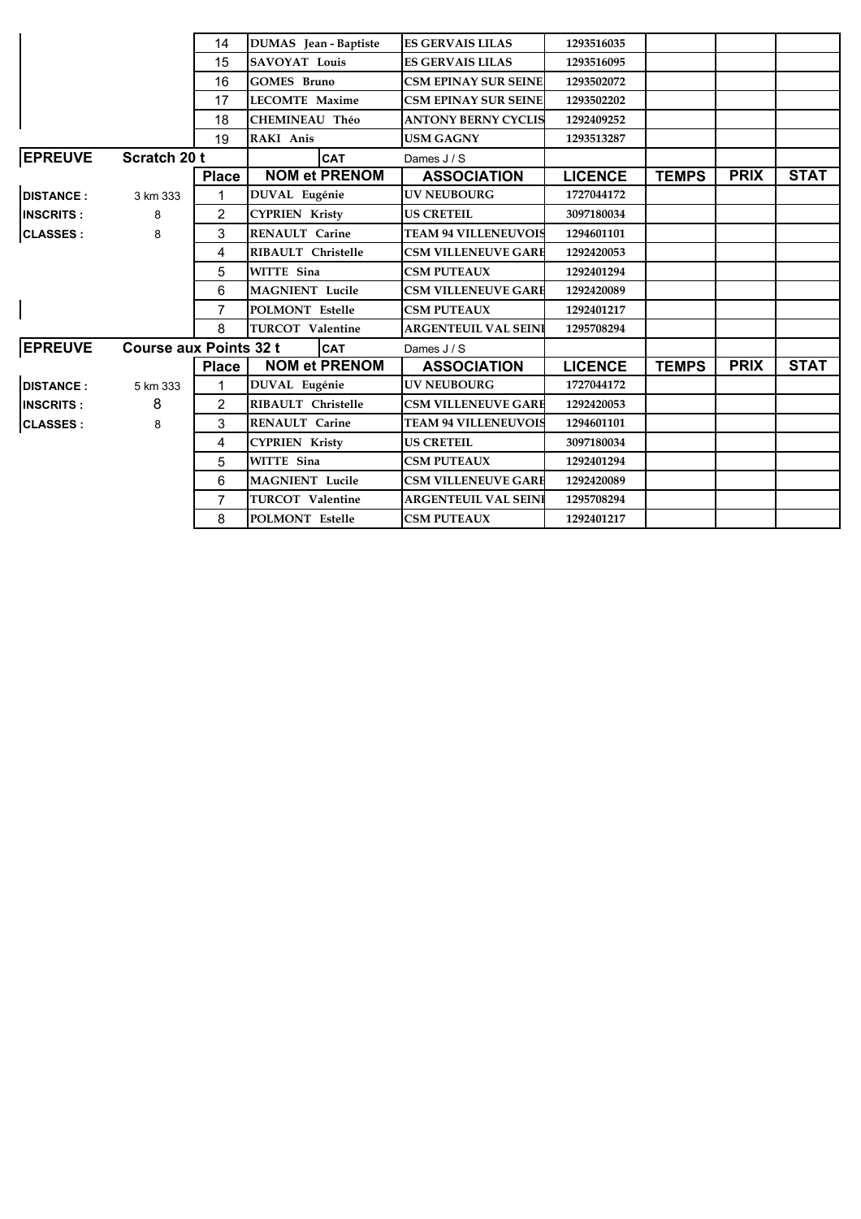| | | | | | | | | |
|---|---|---|---|---|---|---|---|---|
| | | 14 | DUMAS Jean - Baptiste | ES GERVAIS LILAS | 1293516035 | | | |
| | | 15 | SAVOYAT Louis | ES GERVAIS LILAS | 1293516095 | | | |
| | | 16 | GOMES Bruno | CSM EPINAY SUR SEINE | 1293502072 | | | |
| | | 17 | LECOMTE Maxime | CSM EPINAY SUR SEINE | 1293502202 | | | |
| | | 18 | CHEMINEAU Théo | ANTONY BERNY CYCLIS | 1292409252 | | | |
| | | 19 | RAKI Anis | USM GAGNY | 1293513287 | | | |

| **EPREUVE** | **Scratch 20 t** | | **CAT** | Dames J / S | | | | |
|---|---|---|---|---|---|---|---|---|
| | | **Place** | **NOM et PRENOM** | **ASSOCIATION** | **LICENCE** | **TEMPS** | **PRIX** | **STAT** |
| **DISTANCE :** | 3 km 333 | 1 | DUVAL Eugénie | UV NEUBOURG | 1727044172 | | | |
| **INSCRITS :** | 8 | 2 | CYPRIEN Kristy | US CRETEIL | 3097180034 | | | |
| **CLASSES :** | 8 | 3 | RENAULT Carine | TEAM 94 VILLENEUVOIS | 1294601101 | | | |
| | | 4 | RIBAULT Christelle | CSM VILLENEUVE GARE | 1292420053 | | | |
| | | 5 | WITTE Sina | CSM PUTEAUX | 1292401294 | | | |
| | | 6 | MAGNIENT Lucile | CSM VILLENEUVE GARE | 1292420089 | | | |
| | | 7 | POLMONT Estelle | CSM PUTEAUX | 1292401217 | | | |
| | | 8 | TURCOT Valentine | ARGENTEUIL VAL SEINE | 1295708294 | | | |

| **EPREUVE** | **Course aux Points 32 t** | | **CAT** | Dames J / S | | | | |
|---|---|---|---|---|---|---|---|---|
| | | **Place** | **NOM et PRENOM** | **ASSOCIATION** | **LICENCE** | **TEMPS** | **PRIX** | **STAT** |
| **DISTANCE :** | 5 km 333 | 1 | DUVAL Eugénie | UV NEUBOURG | 1727044172 | | | |
| **INSCRITS :** | 8 | 2 | RIBAULT Christelle | CSM VILLENEUVE GARE | 1292420053 | | | |
| **CLASSES :** | 8 | 3 | RENAULT Carine | TEAM 94 VILLENEUVOIS | 1294601101 | | | |
| | | 4 | CYPRIEN Kristy | US CRETEIL | 3097180034 | | | |
| | | 5 | WITTE Sina | CSM PUTEAUX | 1292401294 | | | |
| | | 6 | MAGNIENT Lucile | CSM VILLENEUVE GARE | 1292420089 | | | |
| | | 7 | TURCOT Valentine | ARGENTEUIL VAL SEINE | 1295708294 | | | |
| | | 8 | POLMONT Estelle | CSM PUTEAUX | 1292401217 | | | |